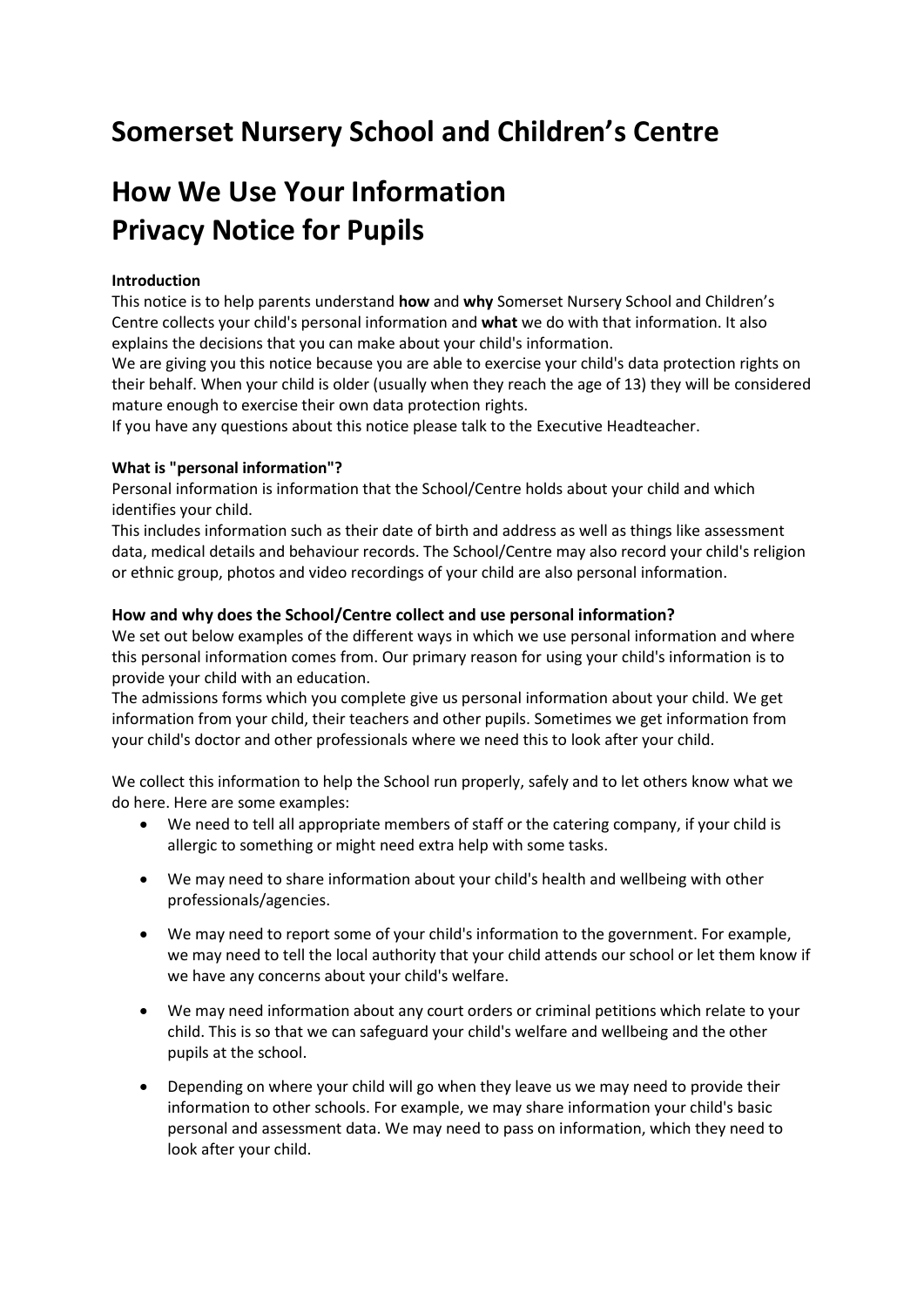# Somerset Nursery School and Children's Centre

# How We Use Your Information
# Privacy Notice for Pupils

**Introduction**

This notice is to help parents understand **how** and **why** Somerset Nursery School and Children's Centre collects your child's personal information and **what** we do with that information. It also explains the decisions that you can make about your child's information.

We are giving you this notice because you are able to exercise your child's data protection rights on their behalf. When your child is older (usually when they reach the age of 13) they will be considered mature enough to exercise their own data protection rights.

If you have any questions about this notice please talk to the Executive Headteacher.

**What is "personal information"?**

Personal information is information that the School/Centre holds about your child and which identifies your child.

This includes information such as their date of birth and address as well as things like assessment data, medical details and behaviour records. The School/Centre may also record your child's religion or ethnic group, photos and video recordings of your child are also personal information.

**How and why does the School/Centre collect and use personal information?**

We set out below examples of the different ways in which we use personal information and where this personal information comes from. Our primary reason for using your child's information is to provide your child with an education.

The admissions forms which you complete give us personal information about your child. We get information from your child, their teachers and other pupils. Sometimes we get information from your child's doctor and other professionals where we need this to look after your child.

We collect this information to help the School run properly, safely and to let others know what we do here. Here are some examples:

- We need to tell all appropriate members of staff or the catering company, if your child is allergic to something or might need extra help with some tasks.
- We may need to share information about your child's health and wellbeing with other professionals/agencies.
- We may need to report some of your child's information to the government. For example, we may need to tell the local authority that your child attends our school or let them know if we have any concerns about your child's welfare.
- We may need information about any court orders or criminal petitions which relate to your child. This is so that we can safeguard your child's welfare and wellbeing and the other pupils at the school.
- Depending on where your child will go when they leave us we may need to provide their information to other schools. For example, we may share information your child's basic personal and assessment data. We may need to pass on information, which they need to look after your child.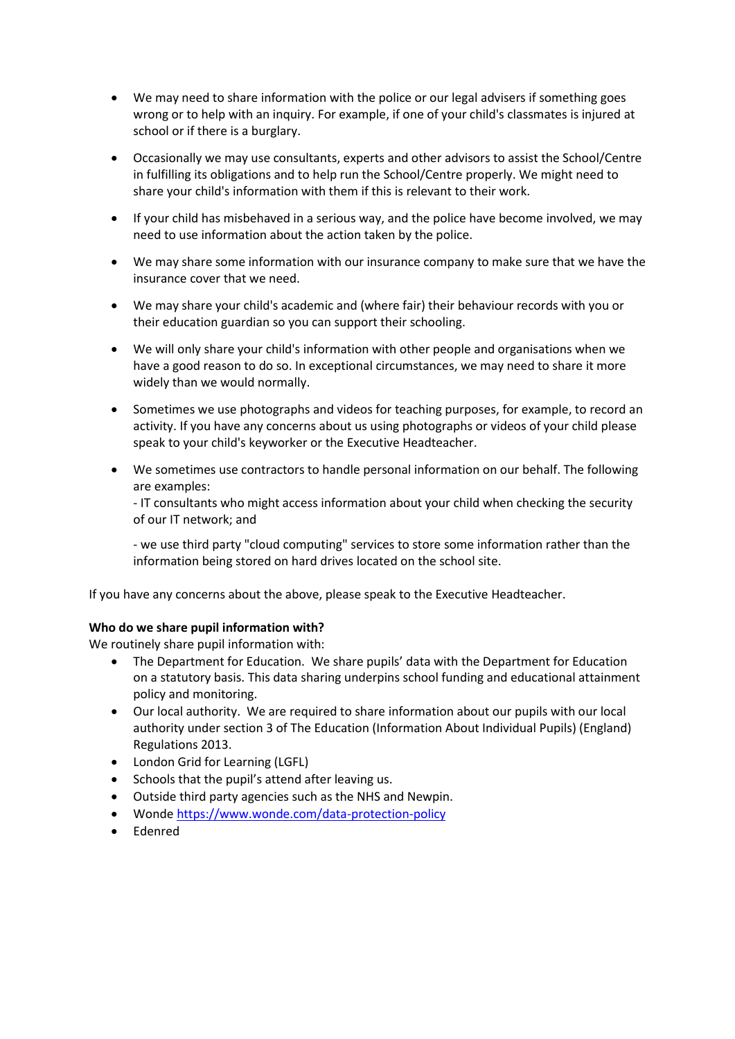- We may need to share information with the police or our legal advisers if something goes wrong or to help with an inquiry. For example, if one of your child's classmates is injured at school or if there is a burglary.

- Occasionally we may use consultants, experts and other advisors to assist the School/Centre in fulfilling its obligations and to help run the School/Centre properly. We might need to share your child's information with them if this is relevant to their work.

- If your child has misbehaved in a serious way, and the police have become involved, we may need to use information about the action taken by the police.

- We may share some information with our insurance company to make sure that we have the insurance cover that we need.

- We may share your child's academic and (where fair) their behaviour records with you or their education guardian so you can support their schooling.

- We will only share your child's information with other people and organisations when we have a good reason to do so. In exceptional circumstances, we may need to share it more widely than we would normally.

- Sometimes we use photographs and videos for teaching purposes, for example, to record an activity. If you have any concerns about us using photographs or videos of your child please speak to your child's keyworker or the Executive Headteacher.

- We sometimes use contractors to handle personal information on our behalf. The following are examples:
  - IT consultants who might access information about your child when checking the security of our IT network; and

  - we use third party "cloud computing" services to store some information rather than the information being stored on hard drives located on the school site.

If you have any concerns about the above, please speak to the Executive Headteacher.

**Who do we share pupil information with?**
We routinely share pupil information with:

- The Department for Education. We share pupils' data with the Department for Education on a statutory basis. This data sharing underpins school funding and educational attainment policy and monitoring.
- Our local authority. We are required to share information about our pupils with our local authority under section 3 of The Education (Information About Individual Pupils) (England) Regulations 2013.
- London Grid for Learning (LGFL)
- Schools that the pupil's attend after leaving us.
- Outside third party agencies such as the NHS and Newpin.
- Wonde https://www.wonde.com/data-protection-policy
- Edenred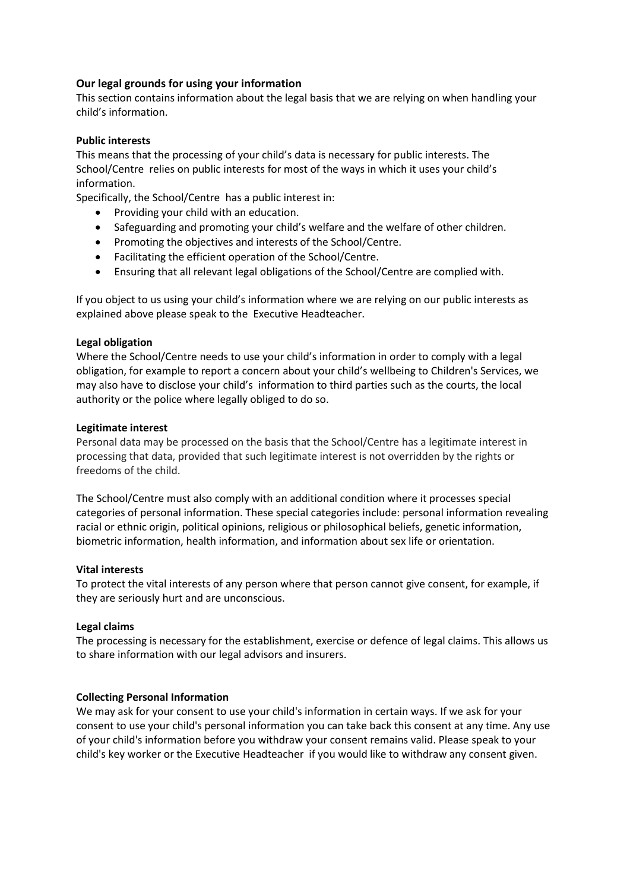## Our legal grounds for using your information

This section contains information about the legal basis that we are relying on when handling your child's information.

### Public interests

This means that the processing of your child's data is necessary for public interests. The School/Centre relies on public interests for most of the ways in which it uses your child's information.

Specifically, the School/Centre has a public interest in:

- Providing your child with an education.
- Safeguarding and promoting your child's welfare and the welfare of other children.
- Promoting the objectives and interests of the School/Centre.
- Facilitating the efficient operation of the School/Centre.
- Ensuring that all relevant legal obligations of the School/Centre are complied with.

If you object to us using your child's information where we are relying on our public interests as explained above please speak to the Executive Headteacher.

### Legal obligation

Where the School/Centre needs to use your child's information in order to comply with a legal obligation, for example to report a concern about your child's wellbeing to Children's Services, we may also have to disclose your child's information to third parties such as the courts, the local authority or the police where legally obliged to do so.

### Legitimate interest

Personal data may be processed on the basis that the School/Centre has a legitimate interest in processing that data, provided that such legitimate interest is not overridden by the rights or freedoms of the child.

The School/Centre must also comply with an additional condition where it processes special categories of personal information. These special categories include: personal information revealing racial or ethnic origin, political opinions, religious or philosophical beliefs, genetic information, biometric information, health information, and information about sex life or orientation.

### Vital interests

To protect the vital interests of any person where that person cannot give consent, for example, if they are seriously hurt and are unconscious.

### Legal claims

The processing is necessary for the establishment, exercise or defence of legal claims. This allows us to share information with our legal advisors and insurers.

### Collecting Personal Information

We may ask for your consent to use your child's information in certain ways. If we ask for your consent to use your child's personal information you can take back this consent at any time. Any use of your child's information before you withdraw your consent remains valid. Please speak to your child's key worker or the Executive Headteacher if you would like to withdraw any consent given.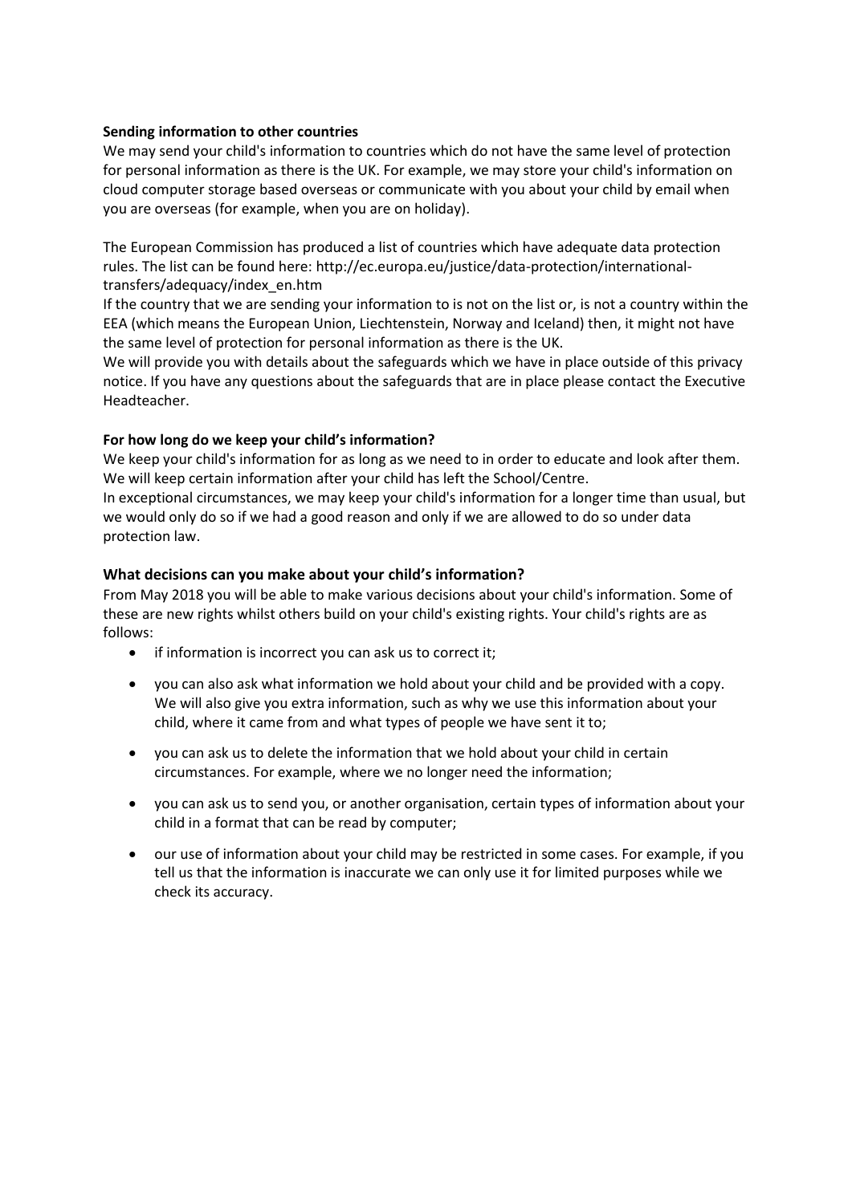**Sending information to other countries**

We may send your child's information to countries which do not have the same level of protection for personal information as there is the UK. For example, we may store your child's information on cloud computer storage based overseas or communicate with you about your child by email when you are overseas (for example, when you are on holiday).

The European Commission has produced a list of countries which have adequate data protection rules. The list can be found here: http://ec.europa.eu/justice/data-protection/international-transfers/adequacy/index_en.htm

If the country that we are sending your information to is not on the list or, is not a country within the EEA (which means the European Union, Liechtenstein, Norway and Iceland) then, it might not have the same level of protection for personal information as there is the UK.

We will provide you with details about the safeguards which we have in place outside of this privacy notice. If you have any questions about the safeguards that are in place please contact the Executive Headteacher.

**For how long do we keep your child's information?**

We keep your child's information for as long as we need to in order to educate and look after them. We will keep certain information after your child has left the School/Centre.

In exceptional circumstances, we may keep your child's information for a longer time than usual, but we would only do so if we had a good reason and only if we are allowed to do so under data protection law.

**What decisions can you make about your child's information?**

From May 2018 you will be able to make various decisions about your child's information. Some of these are new rights whilst others build on your child's existing rights. Your child's rights are as follows:

- if information is incorrect you can ask us to correct it;
- you can also ask what information we hold about your child and be provided with a copy. We will also give you extra information, such as why we use this information about your child, where it came from and what types of people we have sent it to;
- you can ask us to delete the information that we hold about your child in certain circumstances. For example, where we no longer need the information;
- you can ask us to send you, or another organisation, certain types of information about your child in a format that can be read by computer;
- our use of information about your child may be restricted in some cases. For example, if you tell us that the information is inaccurate we can only use it for limited purposes while we check its accuracy.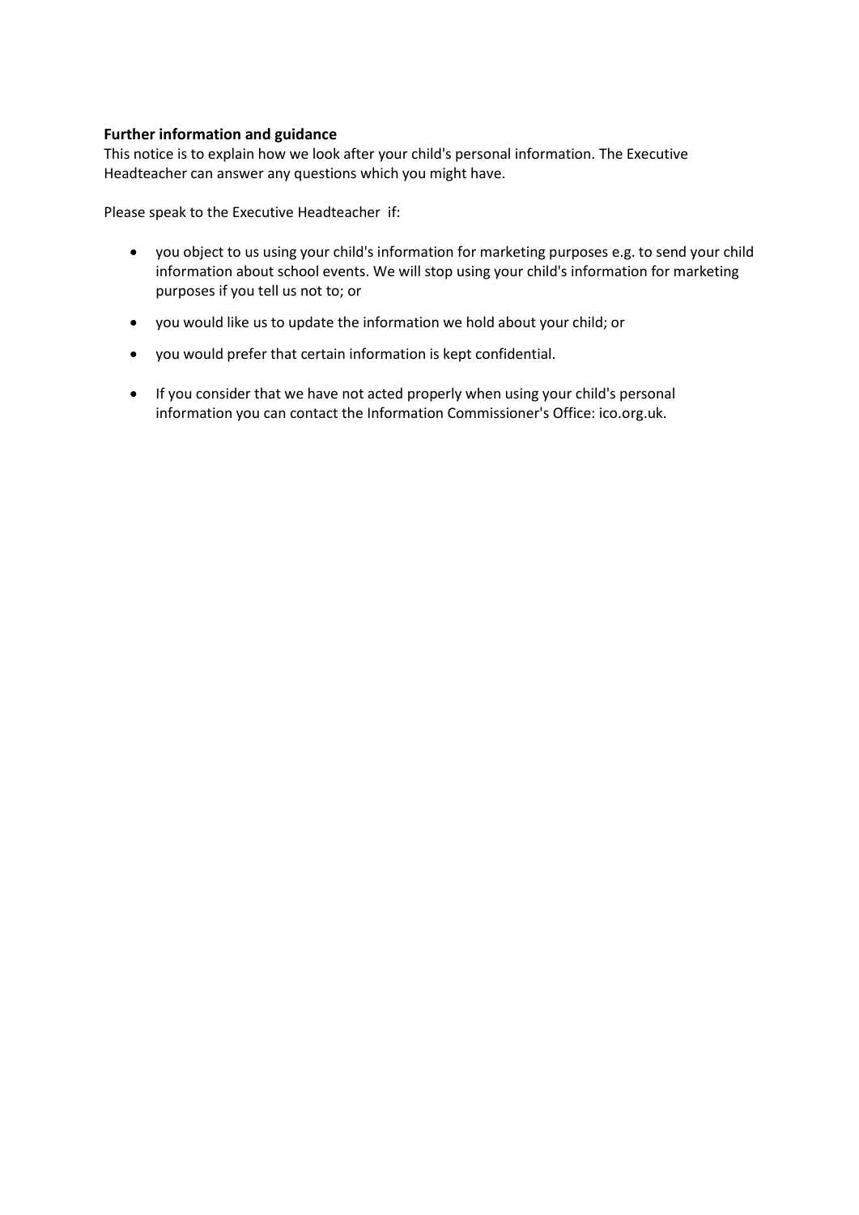**Further information and guidance**

This notice is to explain how we look after your child's personal information. The Executive Headteacher can answer any questions which you might have.

Please speak to the Executive Headteacher if:

- you object to us using your child's information for marketing purposes e.g. to send your child information about school events. We will stop using your child's information for marketing purposes if you tell us not to; or
- you would like us to update the information we hold about your child; or
- you would prefer that certain information is kept confidential.
- If you consider that we have not acted properly when using your child's personal information you can contact the Information Commissioner's Office: ico.org.uk.